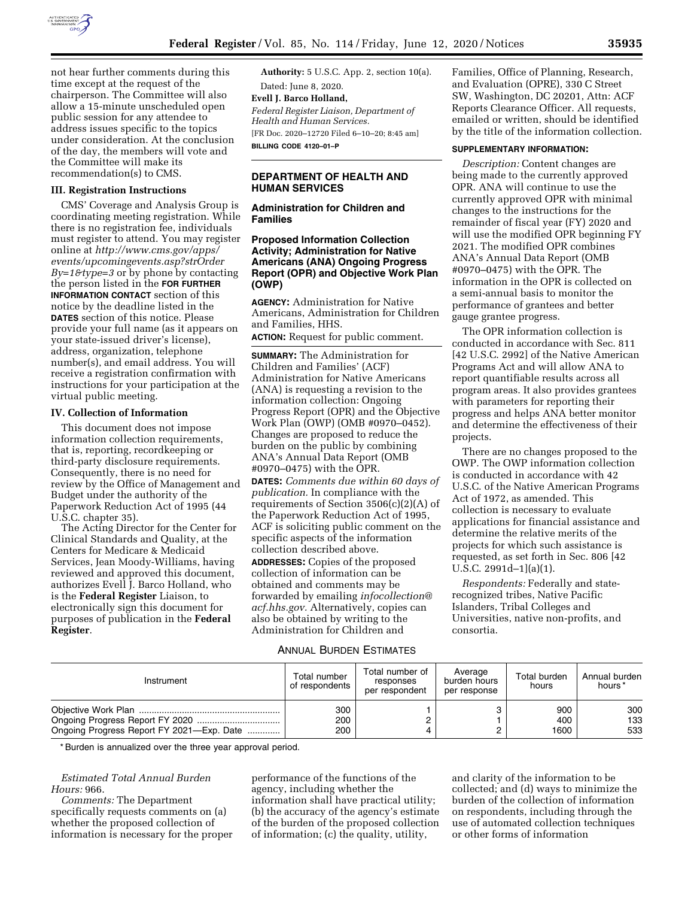not hear further comments during this time except at the request of the chairperson. The Committee will also allow a 15-minute unscheduled open public session for any attendee to address issues specific to the topics under consideration. At the conclusion of the day, the members will vote and the Committee will make its recommendation(s) to CMS.

### III. Registration Instructions

CMS' Coverage and Analysis Group is coordinating meeting registration. While there is no registration fee, individuals must register to attend. You may register online at *http://www.cms.gov/apps/events/upcomingevents.asp?strOrderBy=1&type=3* or by phone by contacting the person listed in the **FOR FURTHER INFORMATION CONTACT** section of this notice by the deadline listed in the **DATES** section of this notice. Please provide your full name (as it appears on your state-issued driver's license), address, organization, telephone number(s), and email address. You will receive a registration confirmation with instructions for your participation at the virtual public meeting.

### IV. Collection of Information

This document does not impose information collection requirements, that is, reporting, recordkeeping or third-party disclosure requirements. Consequently, there is no need for review by the Office of Management and Budget under the authority of the Paperwork Reduction Act of 1995 (44 U.S.C. chapter 35).

The Acting Director for the Center for Clinical Standards and Quality, at the Centers for Medicare & Medicaid Services, Jean Moody-Williams, having reviewed and approved this document, authorizes Evell J. Barco Holland, who is the **Federal Register** Liaison, to electronically sign this document for purposes of publication in the **Federal Register**.

**Authority:** 5 U.S.C. App. 2, section 10(a).

Dated: June 8, 2020.

**Evell J. Barco Holland,**

*Federal Register Liaison, Department of Health and Human Services.*

[FR Doc. 2020–12720 Filed 6–10–20; 8:45 am]

**BILLING CODE 4120–01–P**

## DEPARTMENT OF HEALTH AND HUMAN SERVICES

### Administration for Children and Families

### Proposed Information Collection Activity; Administration for Native Americans (ANA) Ongoing Progress Report (OPR) and Objective Work Plan (OWP)

**AGENCY:** Administration for Native Americans, Administration for Children and Families, HHS.

**ACTION:** Request for public comment.

**SUMMARY:** The Administration for Children and Families' (ACF) Administration for Native Americans (ANA) is requesting a revision to the information collection: Ongoing Progress Report (OPR) and the Objective Work Plan (OWP) (OMB #0970–0452). Changes are proposed to reduce the burden on the public by combining ANA's Annual Data Report (OMB #0970–0475) with the OPR.

**DATES:** *Comments due within 60 days of publication.* In compliance with the requirements of Section 3506(c)(2)(A) of the Paperwork Reduction Act of 1995, ACF is soliciting public comment on the specific aspects of the information collection described above.

**ADDRESSES:** Copies of the proposed collection of information can be obtained and comments may be forwarded by emailing *infocollection@acf.hhs.gov.* Alternatively, copies can also be obtained by writing to the Administration for Children and Families, Office of Planning, Research, and Evaluation (OPRE), 330 C Street SW, Washington, DC 20201, Attn: ACF Reports Clearance Officer. All requests, emailed or written, should be identified by the title of the information collection.

**SUPPLEMENTARY INFORMATION:**

*Description:* Content changes are being made to the currently approved OPR. ANA will continue to use the currently approved OPR with minimal changes to the instructions for the remainder of fiscal year (FY) 2020 and will use the modified OPR beginning FY 2021. The modified OPR combines ANA's Annual Data Report (OMB #0970–0475) with the OPR. The information in the OPR is collected on a semi-annual basis to monitor the performance of grantees and better gauge grantee progress.

The OPR information collection is conducted in accordance with Sec. 811 [42 U.S.C. 2992] of the Native American Programs Act and will allow ANA to report quantifiable results across all program areas. It also provides grantees with parameters for reporting their progress and helps ANA better monitor and determine the effectiveness of their projects.

There are no changes proposed to the OWP. The OWP information collection is conducted in accordance with 42 U.S.C. of the Native American Programs Act of 1972, as amended. This collection is necessary to evaluate applications for financial assistance and determine the relative merits of the projects for which such assistance is requested, as set forth in Sec. 806 [42 U.S.C. 2991d–1](a)(1).

*Respondents:* Federally and state-recognized tribes, Native Pacific Islanders, Tribal Colleges and Universities, native non-profits, and consortia.

ANNUAL BURDEN ESTIMATES

| Instrument | Total number of respondents | Total number of responses per respondent | Average burden hours per response | Total burden hours | Annual burden hours* |
|---|---|---|---|---|---|
| Objective Work Plan | 300 | 1 | 3 | 900 | 300 |
| Ongoing Progress Report FY 2020 | 200 | 2 | 1 | 400 | 133 |
| Ongoing Progress Report FY 2021—Exp. Date | 200 | 4 | 2 | 1600 | 533 |

* Burden is annualized over the three year approval period.

*Estimated Total Annual Burden Hours:* 966.

*Comments:* The Department specifically requests comments on (a) whether the proposed collection of information is necessary for the proper performance of the functions of the agency, including whether the information shall have practical utility; (b) the accuracy of the agency's estimate of the burden of the proposed collection of information; (c) the quality, utility, and clarity of the information to be collected; and (d) ways to minimize the burden of the collection of information on respondents, including through the use of automated collection techniques or other forms of information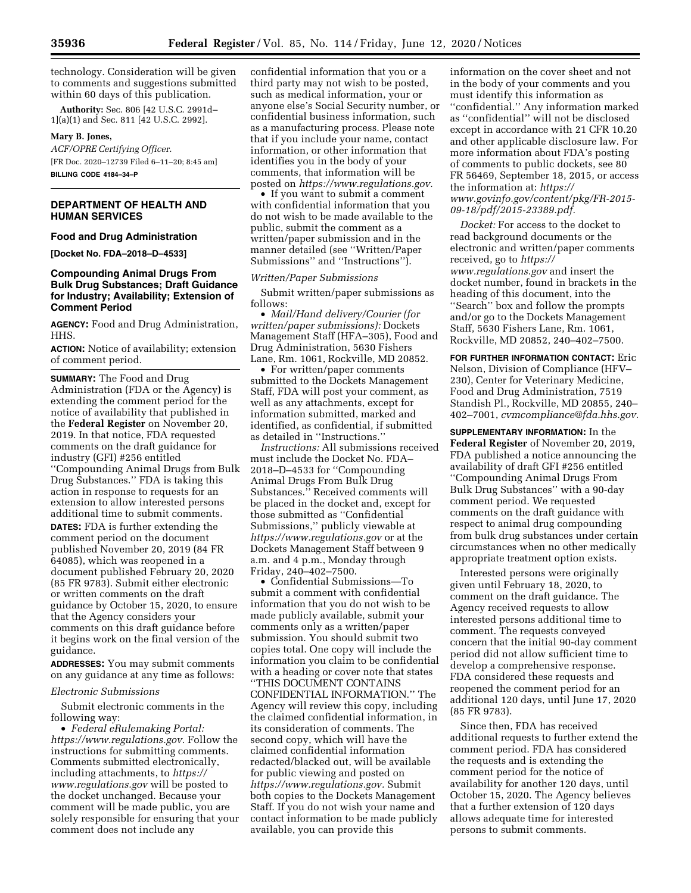technology. Consideration will be given to comments and suggestions submitted within 60 days of this publication.

**Authority:** Sec. 806 [42 U.S.C. 2991d–1](a)(1) and Sec. 811 [42 U.S.C. 2992].

**Mary B. Jones,**

*ACF/OPRE Certifying Officer.*

[FR Doc. 2020–12739 Filed 6–11–20; 8:45 am]

**BILLING CODE 4184–34–P**

## DEPARTMENT OF HEALTH AND HUMAN SERVICES

### Food and Drug Administration

**[Docket No. FDA–2018–D–4533]**

### Compounding Animal Drugs From Bulk Drug Substances; Draft Guidance for Industry; Availability; Extension of Comment Period

**AGENCY:** Food and Drug Administration, HHS.

**ACTION:** Notice of availability; extension of comment period.

**SUMMARY:** The Food and Drug Administration (FDA or the Agency) is extending the comment period for the notice of availability that published in the **Federal Register** on November 20, 2019. In that notice, FDA requested comments on the draft guidance for industry (GFI) #256 entitled ''Compounding Animal Drugs from Bulk Drug Substances.'' FDA is taking this action in response to requests for an extension to allow interested persons additional time to submit comments.

**DATES:** FDA is further extending the comment period on the document published November 20, 2019 (84 FR 64085), which was reopened in a document published February 20, 2020 (85 FR 9783). Submit either electronic or written comments on the draft guidance by October 15, 2020, to ensure that the Agency considers your comments on this draft guidance before it begins work on the final version of the guidance.

**ADDRESSES:** You may submit comments on any guidance at any time as follows:

*Electronic Submissions*

Submit electronic comments in the following way:

- *Federal eRulemaking Portal: https://www.regulations.gov.* Follow the instructions for submitting comments. Comments submitted electronically, including attachments, to *https://www.regulations.gov* will be posted to the docket unchanged. Because your comment will be made public, you are solely responsible for ensuring that your comment does not include any confidential information that you or a third party may not wish to be posted, such as medical information, your or anyone else's Social Security number, or confidential business information, such as a manufacturing process. Please note that if you include your name, contact information, or other information that identifies you in the body of your comments, that information will be posted on *https://www.regulations.gov.*
- If you want to submit a comment with confidential information that you do not wish to be made available to the public, submit the comment as a written/paper submission and in the manner detailed (see ''Written/Paper Submissions'' and ''Instructions'').

*Written/Paper Submissions*

Submit written/paper submissions as follows:

- *Mail/Hand delivery/Courier (for written/paper submissions):* Dockets Management Staff (HFA–305), Food and Drug Administration, 5630 Fishers Lane, Rm. 1061, Rockville, MD 20852.
- For written/paper comments submitted to the Dockets Management Staff, FDA will post your comment, as well as any attachments, except for information submitted, marked and identified, as confidential, if submitted as detailed in ''Instructions.''

*Instructions:* All submissions received must include the Docket No. FDA–2018–D–4533 for ''Compounding Animal Drugs From Bulk Drug Substances.'' Received comments will be placed in the docket and, except for those submitted as ''Confidential Submissions,'' publicly viewable at *https://www.regulations.gov* or at the Dockets Management Staff between 9 a.m. and 4 p.m., Monday through Friday, 240–402–7500.

- Confidential Submissions—To submit a comment with confidential information that you do not wish to be made publicly available, submit your comments only as a written/paper submission. You should submit two copies total. One copy will include the information you claim to be confidential with a heading or cover note that states ''THIS DOCUMENT CONTAINS CONFIDENTIAL INFORMATION.'' The Agency will review this copy, including the claimed confidential information, in its consideration of comments. The second copy, which will have the claimed confidential information redacted/blacked out, will be available for public viewing and posted on *https://www.regulations.gov.* Submit both copies to the Dockets Management Staff. If you do not wish your name and contact information to be made publicly available, you can provide this information on the cover sheet and not in the body of your comments and you must identify this information as ''confidential.'' Any information marked as ''confidential'' will not be disclosed except in accordance with 21 CFR 10.20 and other applicable disclosure law. For more information about FDA's posting of comments to public dockets, see 80 FR 56469, September 18, 2015, or access the information at: *https://www.govinfo.gov/content/pkg/FR-2015-09-18/pdf/2015-23389.pdf.*

*Docket:* For access to the docket to read background documents or the electronic and written/paper comments received, go to *https://www.regulations.gov* and insert the docket number, found in brackets in the heading of this document, into the ''Search'' box and follow the prompts and/or go to the Dockets Management Staff, 5630 Fishers Lane, Rm. 1061, Rockville, MD 20852, 240–402–7500.

**FOR FURTHER INFORMATION CONTACT:** Eric Nelson, Division of Compliance (HFV–230), Center for Veterinary Medicine, Food and Drug Administration, 7519 Standish Pl., Rockville, MD 20855, 240–402–7001, *cvmcompliance@fda.hhs.gov.*

**SUPPLEMENTARY INFORMATION:** In the **Federal Register** of November 20, 2019, FDA published a notice announcing the availability of draft GFI #256 entitled ''Compounding Animal Drugs From Bulk Drug Substances'' with a 90-day comment period. We requested comments on the draft guidance with respect to animal drug compounding from bulk drug substances under certain circumstances when no other medically appropriate treatment option exists.

Interested persons were originally given until February 18, 2020, to comment on the draft guidance. The Agency received requests to allow interested persons additional time to comment. The requests conveyed concern that the initial 90-day comment period did not allow sufficient time to develop a comprehensive response. FDA considered these requests and reopened the comment period for an additional 120 days, until June 17, 2020 (85 FR 9783).

Since then, FDA has received additional requests to further extend the comment period. FDA has considered the requests and is extending the comment period for the notice of availability for another 120 days, until October 15, 2020. The Agency believes that a further extension of 120 days allows adequate time for interested persons to submit comments.